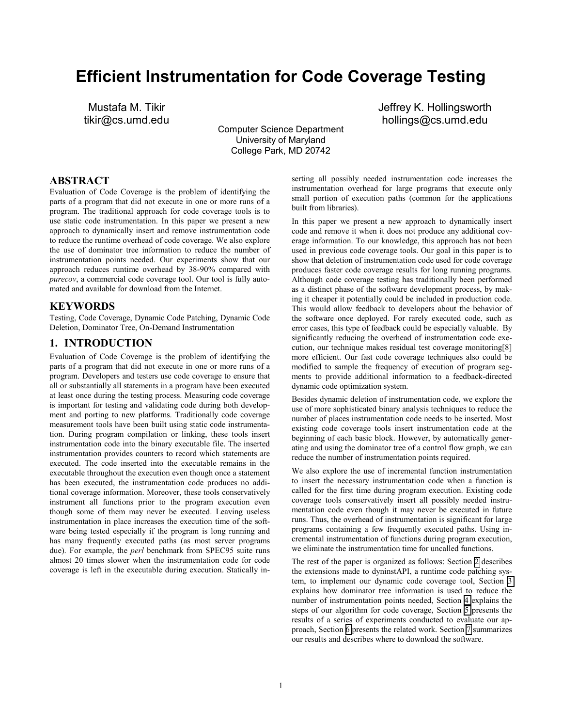# Efficient Instrumentation for Code Coverage Testing

Mustafa M. Tikir
tikir@cs.umd.edu

Jeffrey K. Hollingsworth
hollings@cs.umd.edu

Computer Science Department
University of Maryland
College Park, MD 20742

## ABSTRACT

Evaluation of Code Coverage is the problem of identifying the parts of a program that did not execute in one or more runs of a program. The traditional approach for code coverage tools is to use static code instrumentation. In this paper we present a new approach to dynamically insert and remove instrumentation code to reduce the runtime overhead of code coverage. We also explore the use of dominator tree information to reduce the number of instrumentation points needed. Our experiments show that our approach reduces runtime overhead by 38-90% compared with *purecov*, a commercial code coverage tool. Our tool is fully automated and available for download from the Internet.

## KEYWORDS

Testing, Code Coverage, Dynamic Code Patching, Dynamic Code Deletion, Dominator Tree, On-Demand Instrumentation

## 1. INTRODUCTION

Evaluation of Code Coverage is the problem of identifying the parts of a program that did not execute in one or more runs of a program. Developers and testers use code coverage to ensure that all or substantially all statements in a program have been executed at least once during the testing process. Measuring code coverage is important for testing and validating code during both development and porting to new platforms. Traditionally code coverage measurement tools have been built using static code instrumentation. During program compilation or linking, these tools insert instrumentation code into the binary executable file. The inserted instrumentation provides counters to record which statements are executed. The code inserted into the executable remains in the executable throughout the execution even though once a statement has been executed, the instrumentation code produces no additional coverage information. Moreover, these tools conservatively instrument all functions prior to the program execution even though some of them may never be executed. Leaving useless instrumentation in place increases the execution time of the software being tested especially if the program is long running and has many frequently executed paths (as most server programs due). For example, the *perl* benchmark from SPEC95 suite runs almost 20 times slower when the instrumentation code for code coverage is left in the executable during execution. Statically inserting all possibly needed instrumentation code increases the instrumentation overhead for large programs that execute only small portion of execution paths (common for the applications built from libraries).

In this paper we present a new approach to dynamically insert code and remove it when it does not produce any additional coverage information. To our knowledge, this approach has not been used in previous code coverage tools. Our goal in this paper is to show that deletion of instrumentation code used for code coverage produces faster code coverage results for long running programs. Although code coverage testing has traditionally been performed as a distinct phase of the software development process, by making it cheaper it potentially could be included in production code. This would allow feedback to developers about the behavior of the software once deployed. For rarely executed code, such as error cases, this type of feedback could be especially valuable. By significantly reducing the overhead of instrumentation code execution, our technique makes residual test coverage monitoring[8] more efficient. Our fast code coverage techniques also could be modified to sample the frequency of execution of program segments to provide additional information to a feedback-directed dynamic code optimization system.

Besides dynamic deletion of instrumentation code, we explore the use of more sophisticated binary analysis techniques to reduce the number of places instrumentation code needs to be inserted. Most existing code coverage tools insert instrumentation code at the beginning of each basic block. However, by automatically generating and using the dominator tree of a control flow graph, we can reduce the number of instrumentation points required.

We also explore the use of incremental function instrumentation to insert the necessary instrumentation code when a function is called for the first time during program execution. Existing code coverage tools conservatively insert all possibly needed instrumentation code even though it may never be executed in future runs. Thus, the overhead of instrumentation is significant for large programs containing a few frequently executed paths. Using incremental instrumentation of functions during program execution, we eliminate the instrumentation time for uncalled functions.

The rest of the paper is organized as follows: Section 2 describes the extensions made to dyninstAPI, a runtime code patching system, to implement our dynamic code coverage tool, Section 3 explains how dominator tree information is used to reduce the number of instrumentation points needed, Section 4 explains the steps of our algorithm for code coverage, Section 5 presents the results of a series of experiments conducted to evaluate our approach, Section 6 presents the related work. Section 7 summarizes our results and describes where to download the software.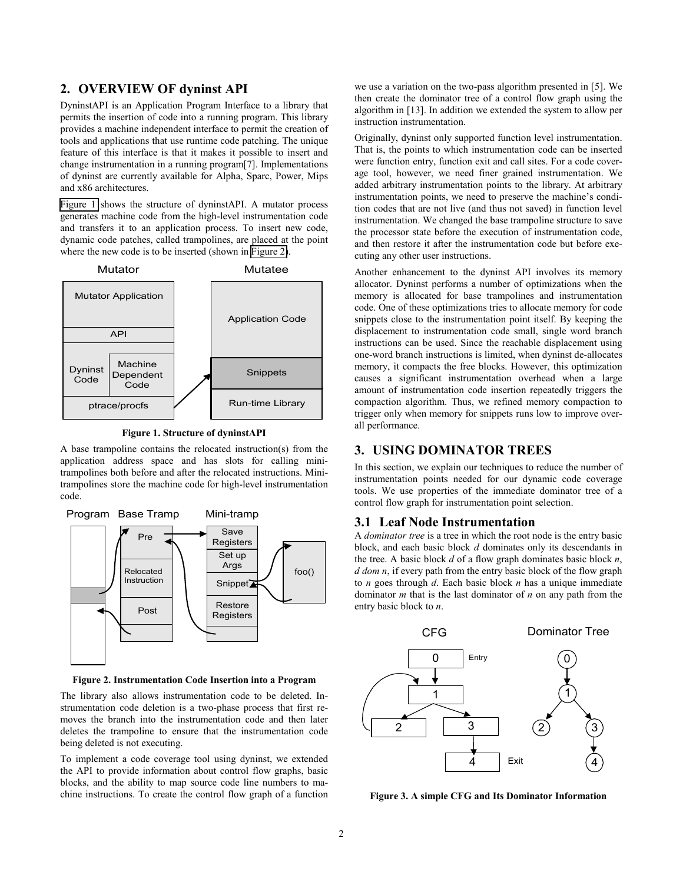## 2. OVERVIEW OF dyninst API

DyninstAPI is an Application Program Interface to a library that permits the insertion of code into a running program. This library provides a machine independent interface to permit the creation of tools and applications that use runtime code patching. The unique feature of this interface is that it makes it possible to insert and change instrumentation in a running program[7]. Implementations of dyninst are currently available for Alpha, Sparc, Power, Mips and x86 architectures.

Figure 1 shows the structure of dyninstAPI. A mutator process generates machine code from the high-level instrumentation code and transfers it to an application process. To insert new code, dynamic code patches, called trampolines, are placed at the point where the new code is to be inserted (shown in Figure 2).

Mutator
Mutatee
Mutator Application
API
Dyninst Code
Machine Dependent Code
ptrace/procfs
Application Code
Snippets
Run-time Library

**Figure 1. Structure of dyninstAPI**

A base trampoline contains the relocated instruction(s) from the application address space and has slots for calling mini-trampolines both before and after the relocated instructions. Mini-trampolines store the machine code for high-level instrumentation code.

Program
Base Tramp
Mini-tramp
Pre
Relocated Instruction
Post
Save Registers
Set up Args
Snippet
Restore Registers
foo()

**Figure 2. Instrumentation Code Insertion into a Program**

The library also allows instrumentation code to be deleted. Instrumentation code deletion is a two-phase process that first removes the branch into the instrumentation code and then later deletes the trampoline to ensure that the instrumentation code being deleted is not executing.

To implement a code coverage tool using dyninst, we extended the API to provide information about control flow graphs, basic blocks, and the ability to map source code line numbers to machine instructions. To create the control flow graph of a function we use a variation on the two-pass algorithm presented in [5]. We then create the dominator tree of a control flow graph using the algorithm in [13]. In addition we extended the system to allow per instruction instrumentation.

Originally, dyninst only supported function level instrumentation. That is, the points to which instrumentation code can be inserted were function entry, function exit and call sites. For a code coverage tool, however, we need finer grained instrumentation. We added arbitrary instrumentation points to the library. At arbitrary instrumentation points, we need to preserve the machine's condition codes that are not live (and thus not saved) in function level instrumentation. We changed the base trampoline structure to save the processor state before the execution of instrumentation code, and then restore it after the instrumentation code but before executing any other user instructions.

Another enhancement to the dyninst API involves its memory allocator. Dyninst performs a number of optimizations when the memory is allocated for base trampolines and instrumentation code. One of these optimizations tries to allocate memory for code snippets close to the instrumentation point itself. By keeping the displacement to instrumentation code small, single word branch instructions can be used. Since the reachable displacement using one-word branch instructions is limited, when dyninst de-allocates memory, it compacts the free blocks. However, this optimization causes a significant instrumentation overhead when a large amount of instrumentation code insertion repeatedly triggers the compaction algorithm. Thus, we refined memory compaction to trigger only when memory for snippets runs low to improve overall performance.

## 3. USING DOMINATOR TREES

In this section, we explain our techniques to reduce the number of instrumentation points needed for our dynamic code coverage tools. We use properties of the immediate dominator tree of a control flow graph for instrumentation point selection.

### 3.1 Leaf Node Instrumentation

A *dominator tree* is a tree in which the root node is the entry basic block, and each basic block *d* dominates only its descendants in the tree. A basic block *d* of a flow graph dominates basic block *n*, *d dom n*, if every path from the entry basic block of the flow graph to *n* goes through *d*. Each basic block *n* has a unique immediate dominator *m* that is the last dominator of *n* on any path from the entry basic block to *n*.

CFG
Dominator Tree
0
Entry
1
2
3
4
Exit

**Figure 3. A simple CFG and Its Dominator Information**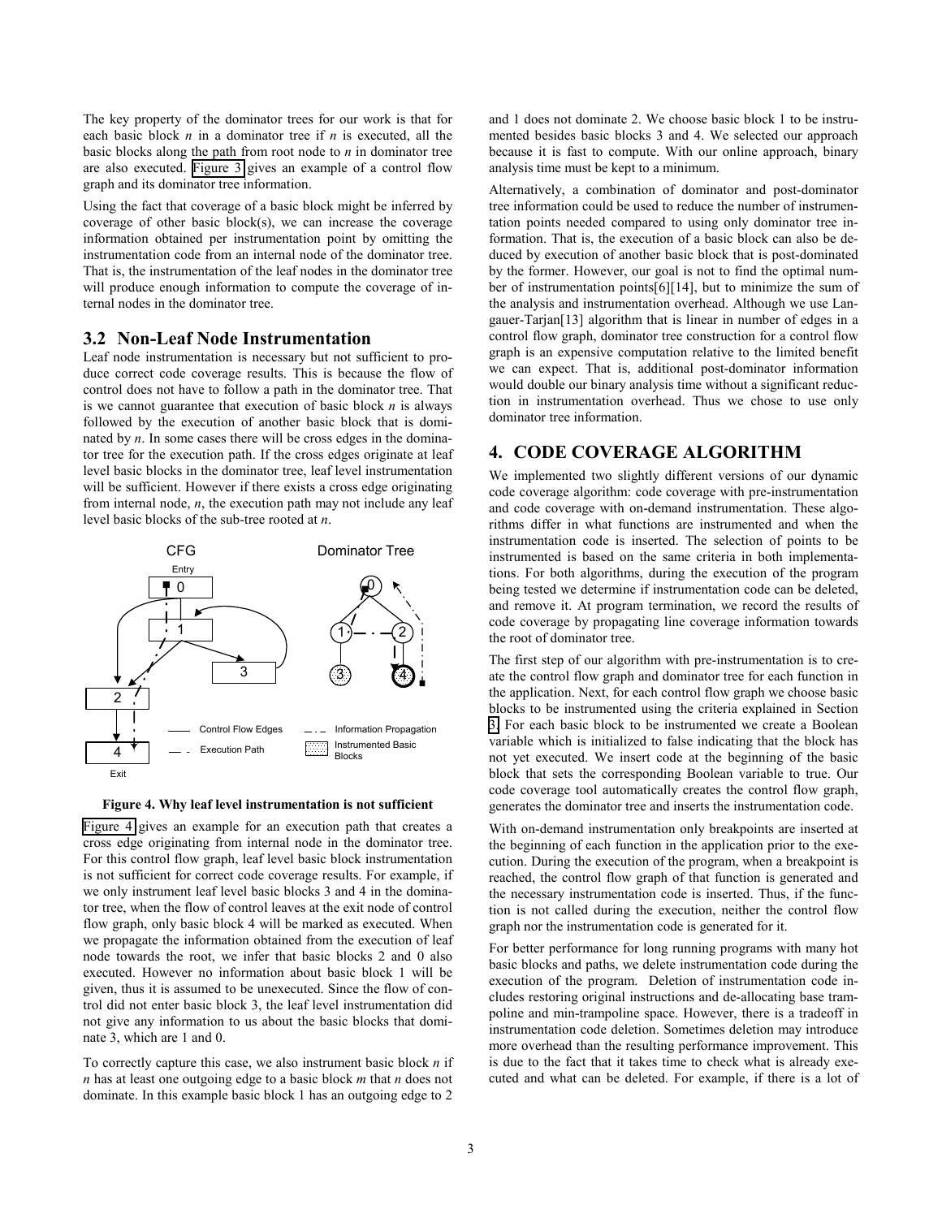The key property of the dominator trees for our work is that for each basic block *n* in a dominator tree if *n* is executed, all the basic blocks along the path from root node to *n* in dominator tree are also executed. Figure 3 gives an example of a control flow graph and its dominator tree information.

Using the fact that coverage of a basic block might be inferred by coverage of other basic block(s), we can increase the coverage information obtained per instrumentation point by omitting the instrumentation code from an internal node of the dominator tree. That is, the instrumentation of the leaf nodes in the dominator tree will produce enough information to compute the coverage of internal nodes in the dominator tree.

## 3.2 Non-Leaf Node Instrumentation

Leaf node instrumentation is necessary but not sufficient to produce correct code coverage results. This is because the flow of control does not have to follow a path in the dominator tree. That is we cannot guarantee that execution of basic block *n* is always followed by the execution of another basic block that is dominated by *n*. In some cases there will be cross edges in the dominator tree for the execution path. If the cross edges originate at leaf level basic blocks in the dominator tree, leaf level instrumentation will be sufficient. However if there exists a cross edge originating from internal node, *n*, the execution path may not include any leaf level basic blocks of the sub-tree rooted at *n*.

CFG

Entry

0

1

3

2

4

Exit

Dominator Tree

0

1

2

3

4

Control Flow Edges

Execution Path

Information Propagation

Instrumented Basic Blocks

**Figure 4. Why leaf level instrumentation is not sufficient**

Figure 4 gives an example for an execution path that creates a cross edge originating from internal node in the dominator tree. For this control flow graph, leaf level basic block instrumentation is not sufficient for correct code coverage results. For example, if we only instrument leaf level basic blocks 3 and 4 in the dominator tree, when the flow of control leaves at the exit node of control flow graph, only basic block 4 will be marked as executed. When we propagate the information obtained from the execution of leaf node towards the root, we infer that basic blocks 2 and 0 also executed. However no information about basic block 1 will be given, thus it is assumed to be unexecuted. Since the flow of control did not enter basic block 3, the leaf level instrumentation did not give any information to us about the basic blocks that dominate 3, which are 1 and 0.

To correctly capture this case, we also instrument basic block *n* if *n* has at least one outgoing edge to a basic block *m* that *n* does not dominate. In this example basic block 1 has an outgoing edge to 2 and 1 does not dominate 2. We choose basic block 1 to be instrumented besides basic blocks 3 and 4. We selected our approach because it is fast to compute. With our online approach, binary analysis time must be kept to a minimum.

Alternatively, a combination of dominator and post-dominator tree information could be used to reduce the number of instrumentation points needed compared to using only dominator tree information. That is, the execution of a basic block can also be deduced by execution of another basic block that is post-dominated by the former. However, our goal is not to find the optimal number of instrumentation points[6][14], but to minimize the sum of the analysis and instrumentation overhead. Although we use Langauer-Tarjan[13] algorithm that is linear in number of edges in a control flow graph, dominator tree construction for a control flow graph is an expensive computation relative to the limited benefit we can expect. That is, additional post-dominator information would double our binary analysis time without a significant reduction in instrumentation overhead. Thus we chose to use only dominator tree information.

# 4. CODE COVERAGE ALGORITHM

We implemented two slightly different versions of our dynamic code coverage algorithm: code coverage with pre-instrumentation and code coverage with on-demand instrumentation. These algorithms differ in what functions are instrumented and when the instrumentation code is inserted. The selection of points to be instrumented is based on the same criteria in both implementations. For both algorithms, during the execution of the program being tested we determine if instrumentation code can be deleted, and remove it. At program termination, we record the results of code coverage by propagating line coverage information towards the root of dominator tree.

The first step of our algorithm with pre-instrumentation is to create the control flow graph and dominator tree for each function in the application. Next, for each control flow graph we choose basic blocks to be instrumented using the criteria explained in Section 3. For each basic block to be instrumented we create a Boolean variable which is initialized to false indicating that the block has not yet executed. We insert code at the beginning of the basic block that sets the corresponding Boolean variable to true. Our code coverage tool automatically creates the control flow graph, generates the dominator tree and inserts the instrumentation code.

With on-demand instrumentation only breakpoints are inserted at the beginning of each function in the application prior to the execution. During the execution of the program, when a breakpoint is reached, the control flow graph of that function is generated and the necessary instrumentation code is inserted. Thus, if the function is not called during the execution, neither the control flow graph nor the instrumentation code is generated for it.

For better performance for long running programs with many hot basic blocks and paths, we delete instrumentation code during the execution of the program. Deletion of instrumentation code includes restoring original instructions and de-allocating base trampoline and min-trampoline space. However, there is a tradeoff in instrumentation code deletion. Sometimes deletion may introduce more overhead than the resulting performance improvement. This is due to the fact that it takes time to check what is already executed and what can be deleted. For example, if there is a lot of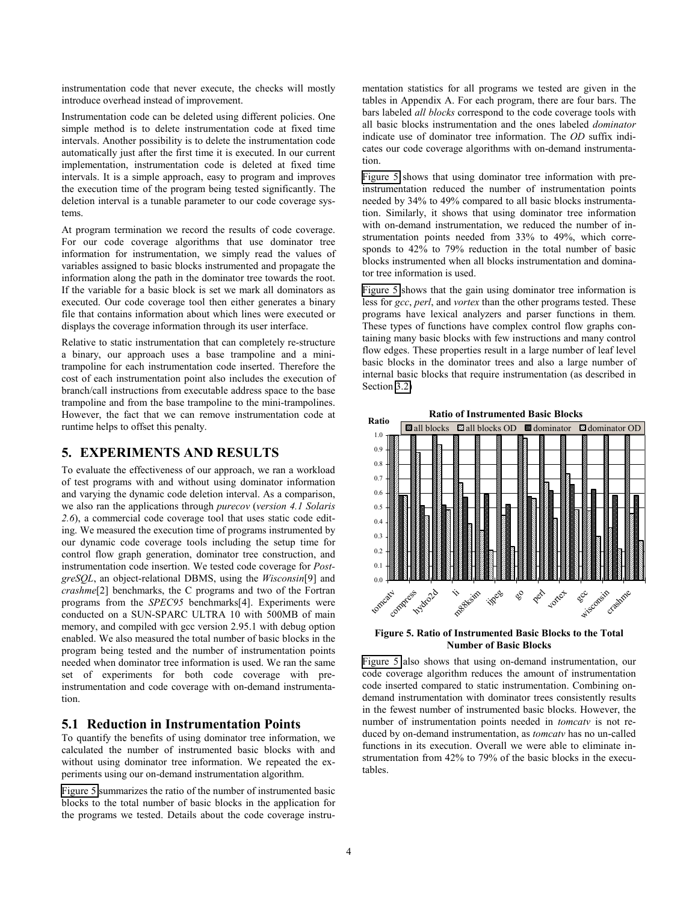instrumentation code that never execute, the checks will mostly introduce overhead instead of improvement.

Instrumentation code can be deleted using different policies. One simple method is to delete instrumentation code at fixed time intervals. Another possibility is to delete the instrumentation code automatically just after the first time it is executed. In our current implementation, instrumentation code is deleted at fixed time intervals. It is a simple approach, easy to program and improves the execution time of the program being tested significantly. The deletion interval is a tunable parameter to our code coverage systems.

At program termination we record the results of code coverage. For our code coverage algorithms that use dominator tree information for instrumentation, we simply read the values of variables assigned to basic blocks instrumented and propagate the information along the path in the dominator tree towards the root. If the variable for a basic block is set we mark all dominators as executed. Our code coverage tool then either generates a binary file that contains information about which lines were executed or displays the coverage information through its user interface.

Relative to static instrumentation that can completely re-structure a binary, our approach uses a base trampoline and a mini-trampoline for each instrumentation code inserted. Therefore the cost of each instrumentation point also includes the execution of branch/call instructions from executable address space to the base trampoline and from the base trampoline to the mini-trampolines. However, the fact that we can remove instrumentation code at runtime helps to offset this penalty.

## 5. EXPERIMENTS AND RESULTS

To evaluate the effectiveness of our approach, we ran a workload of test programs with and without using dominator information and varying the dynamic code deletion interval. As a comparison, we also ran the applications through *purecov* (*version 4.1 Solaris 2.6*), a commercial code coverage tool that uses static code editing. We measured the execution time of programs instrumented by our dynamic code coverage tools including the setup time for control flow graph generation, dominator tree construction, and instrumentation code insertion. We tested code coverage for *PostgreSQL*, an object-relational DBMS, using the *Wisconsin*[9] and *crashme*[2] benchmarks, the C programs and two of the Fortran programs from the *SPEC95* benchmarks[4]. Experiments were conducted on a SUN-SPARC ULTRA 10 with 500MB of main memory, and compiled with gcc version 2.95.1 with debug option enabled. We also measured the total number of basic blocks in the program being tested and the number of instrumentation points needed when dominator tree information is used. We ran the same set of experiments for both code coverage with pre-instrumentation and code coverage with on-demand instrumentation.

### 5.1 Reduction in Instrumentation Points

To quantify the benefits of using dominator tree information, we calculated the number of instrumented basic blocks with and without using dominator tree information. We repeated the experiments using our on-demand instrumentation algorithm.

Figure 5 summarizes the ratio of the number of instrumented basic blocks to the total number of basic blocks in the application for the programs we tested. Details about the code coverage instrumentation statistics for all programs we tested are given in the tables in Appendix A. For each program, there are four bars. The bars labeled *all blocks* correspond to the code coverage tools with all basic blocks instrumentation and the ones labeled *dominator* indicate use of dominator tree information. The *OD* suffix indicates our code coverage algorithms with on-demand instrumentation.

Figure 5 shows that using dominator tree information with pre-instrumentation reduced the number of instrumentation points needed by 34% to 49% compared to all basic blocks instrumentation. Similarly, it shows that using dominator tree information with on-demand instrumentation, we reduced the number of instrumentation points needed from 33% to 49%, which corresponds to 42% to 79% reduction in the total number of basic blocks instrumented when all blocks instrumentation and dominator tree information is used.

Figure 5 shows that the gain using dominator tree information is less for *gcc*, *perl*, and *vortex* than the other programs tested. These programs have lexical analyzers and parser functions in them. These types of functions have complex control flow graphs containing many basic blocks with few instructions and many control flow edges. These properties result in a large number of leaf level basic blocks in the dominator trees and also a large number of internal basic blocks that require instrumentation (as described in Section 3.2).

Ratio of Instrumented Basic Blocks

Ratio

all blocks
all blocks OD
dominator
dominator OD

1.0
0.9
0.8
0.7
0.6
0.5
0.4
0.3
0.2
0.1
0.0

tomcatv
compress
hydro2d
li
m88ksim
ijpeg
go
perl
vortex
gcc
wisconsin
crashme

**Figure 5. Ratio of Instrumented Basic Blocks to the Total Number of Basic Blocks**

Figure 5 also shows that using on-demand instrumentation, our code coverage algorithm reduces the amount of instrumentation code inserted compared to static instrumentation. Combining on-demand instrumentation with dominator trees consistently results in the fewest number of instrumented basic blocks. However, the number of instrumentation points needed in *tomcatv* is not reduced by on-demand instrumentation, as *tomcatv* has no un-called functions in its execution. Overall we were able to eliminate instrumentation from 42% to 79% of the basic blocks in the executables.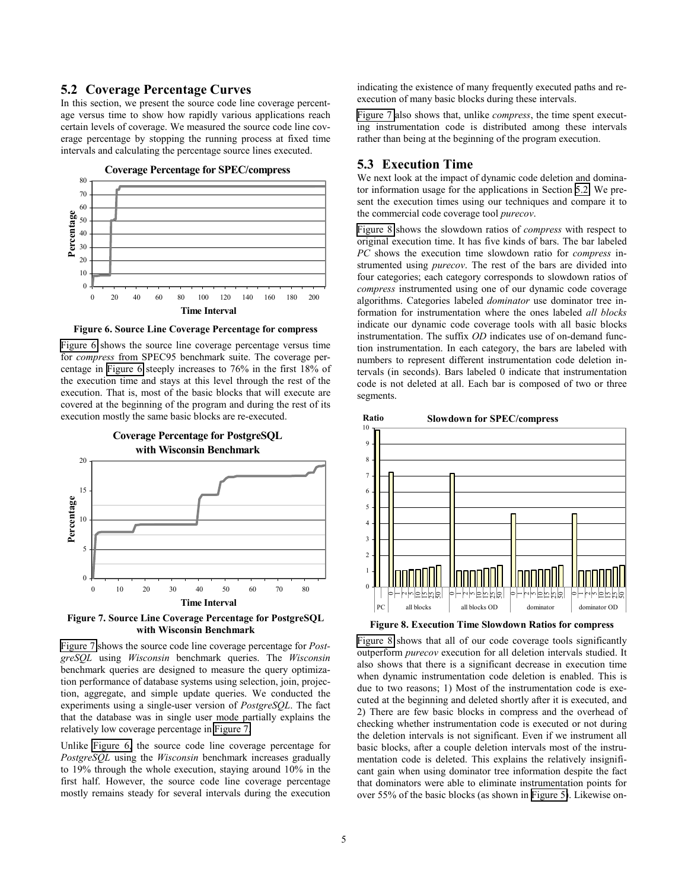## 5.2 Coverage Percentage Curves

In this section, we present the source code line coverage percentage versus time to show how rapidly various applications reach certain levels of coverage. We measured the source code line coverage percentage by stopping the running process at fixed time intervals and calculating the percentage source lines executed.

**Figure 6. Source Line Coverage Percentage for compress**

Figure 6 shows the source line coverage percentage versus time for *compress* from SPEC95 benchmark suite. The coverage percentage in Figure 6 steeply increases to 76% in the first 18% of the execution time and stays at this level through the rest of the execution. That is, most of the basic blocks that will execute are covered at the beginning of the program and during the rest of its execution mostly the same basic blocks are re-executed.

**Figure 7. Source Line Coverage Percentage for PostgreSQL with Wisconsin Benchmark**

Figure 7 shows the source code line coverage percentage for *PostgreSQL* using *Wisconsin* benchmark queries. The *Wisconsin* benchmark queries are designed to measure the query optimization performance of database systems using selection, join, projection, aggregate, and simple update queries. We conducted the experiments using a single-user version of *PostgreSQL*. The fact that the database was in single user mode partially explains the relatively low coverage percentage in Figure 7.

Unlike Figure 6, the source code line coverage percentage for *PostgreSQL* using the *Wisconsin* benchmark increases gradually to 19% through the whole execution, staying around 10% in the first half. However, the source code line coverage percentage mostly remains steady for several intervals during the execution indicating the existence of many frequently executed paths and re-execution of many basic blocks during these intervals.

Figure 7 also shows that, unlike *compress*, the time spent executing instrumentation code is distributed among these intervals rather than being at the beginning of the program execution.

## 5.3 Execution Time

We next look at the impact of dynamic code deletion and dominator information usage for the applications in Section 5.2. We present the execution times using our techniques and compare it to the commercial code coverage tool *purecov*.

Figure 8 shows the slowdown ratios of *compress* with respect to original execution time. It has five kinds of bars. The bar labeled *PC* shows the execution time slowdown ratio for *compress* instrumented using *purecov*. The rest of the bars are divided into four categories; each category corresponds to slowdown ratios of *compress* instrumented using one of our dynamic code coverage algorithms. Categories labeled *dominator* use dominator tree information for instrumentation where the ones labeled *all blocks* indicate our dynamic code coverage tools with all basic blocks instrumentation. The suffix *OD* indicates use of on-demand function instrumentation. In each category, the bars are labeled with numbers to represent different instrumentation code deletion intervals (in seconds). Bars labeled 0 indicate that instrumentation code is not deleted at all. Each bar is composed of two or three segments.

**Figure 8. Execution Time Slowdown Ratios for compress**

Figure 8 shows that all of our code coverage tools significantly outperform *purecov* execution for all deletion intervals studied. It also shows that there is a significant decrease in execution time when dynamic instrumentation code deletion is enabled. This is due to two reasons; 1) Most of the instrumentation code is executed at the beginning and deleted shortly after it is executed, and 2) There are few basic blocks in compress and the overhead of checking whether instrumentation code is executed or not during the deletion intervals is not significant. Even if we instrument all basic blocks, after a couple deletion intervals most of the instrumentation code is deleted. This explains the relatively insignificant gain when using dominator tree information despite the fact that dominators were able to eliminate instrumentation points for over 55% of the basic blocks (as shown in Figure 5). Likewise on-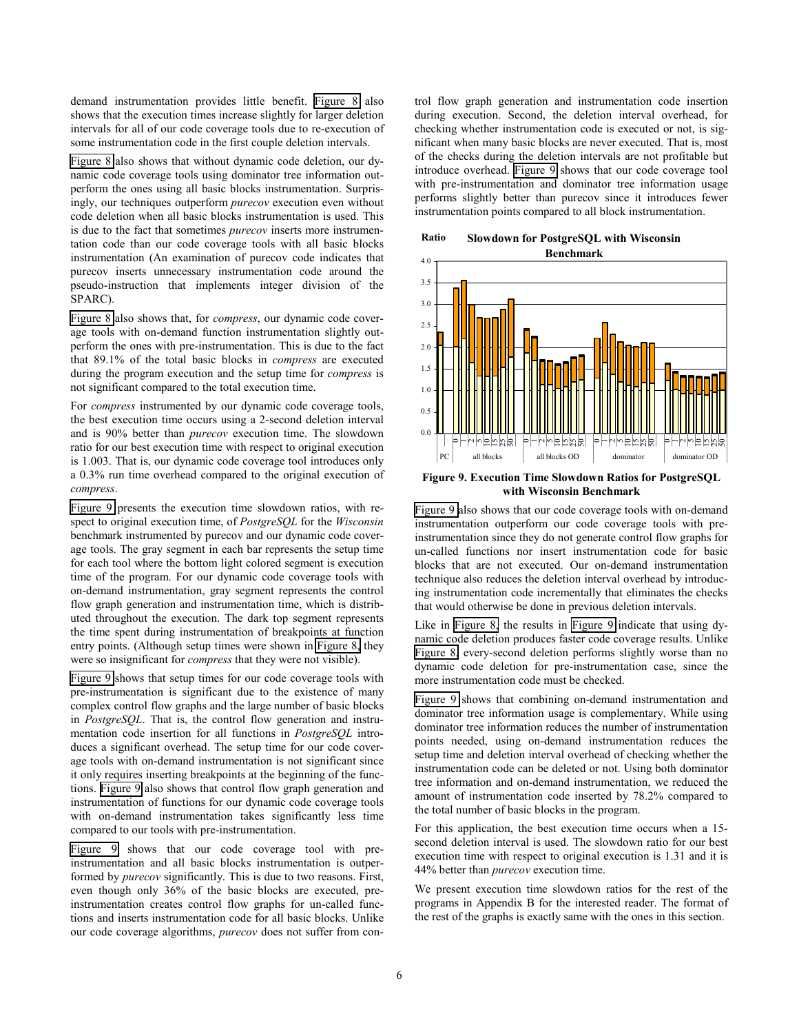demand instrumentation provides little benefit. Figure 8 also shows that the execution times increase slightly for larger deletion intervals for all of our code coverage tools due to re-execution of some instrumentation code in the first couple deletion intervals.

Figure 8 also shows that without dynamic code deletion, our dynamic code coverage tools using dominator tree information outperform the ones using all basic blocks instrumentation. Surprisingly, our techniques outperform *purecov* execution even without code deletion when all basic blocks instrumentation is used. This is due to the fact that sometimes *purecov* inserts more instrumentation code than our code coverage tools with all basic blocks instrumentation (An examination of purecov code indicates that purecov inserts unnecessary instrumentation code around the pseudo-instruction that implements integer division of the SPARC).

Figure 8 also shows that, for *compress*, our dynamic code coverage tools with on-demand function instrumentation slightly outperform the ones with pre-instrumentation. This is due to the fact that 89.1% of the total basic blocks in *compress* are executed during the program execution and the setup time for *compress* is not significant compared to the total execution time.

For *compress* instrumented by our dynamic code coverage tools, the best execution time occurs using a 2-second deletion interval and is 90% better than *purecov* execution time. The slowdown ratio for our best execution time with respect to original execution is 1.003. That is, our dynamic code coverage tool introduces only a 0.3% run time overhead compared to the original execution of *compress*.

Figure 9 presents the execution time slowdown ratios, with respect to original execution time, of *PostgreSQL* for the *Wisconsin* benchmark instrumented by purecov and our dynamic code coverage tools. The gray segment in each bar represents the setup time for each tool where the bottom light colored segment is execution time of the program. For our dynamic code coverage tools with on-demand instrumentation, gray segment represents the control flow graph generation and instrumentation time, which is distributed throughout the execution. The dark top segment represents the time spent during instrumentation of breakpoints at function entry points. (Although setup times were shown in Figure 8, they were so insignificant for *compress* that they were not visible).

Figure 9 shows that setup times for our code coverage tools with pre-instrumentation is significant due to the existence of many complex control flow graphs and the large number of basic blocks in *PostgreSQL*. That is, the control flow generation and instrumentation code insertion for all functions in *PostgreSQL* introduces a significant overhead. The setup time for our code coverage tools with on-demand instrumentation is not significant since it only requires inserting breakpoints at the beginning of the functions. Figure 9 also shows that control flow graph generation and instrumentation of functions for our dynamic code coverage tools with on-demand instrumentation takes significantly less time compared to our tools with pre-instrumentation.

Figure 9 shows that our code coverage tool with pre-instrumentation and all basic blocks instrumentation is outperformed by *purecov* significantly. This is due to two reasons. First, even though only 36% of the basic blocks are executed, pre-instrumentation creates control flow graphs for un-called functions and inserts instrumentation code for all basic blocks. Unlike our code coverage algorithms, *purecov* does not suffer from control flow graph generation and instrumentation code insertion during execution. Second, the deletion interval overhead, for checking whether instrumentation code is executed or not, is significant when many basic blocks are never executed. That is, most of the checks during the deletion intervals are not profitable but introduce overhead. Figure 9 shows that our code coverage tool with pre-instrumentation and dominator tree information usage performs slightly better than purecov since it introduces fewer instrumentation points compared to all block instrumentation.

**Figure 9. Execution Time Slowdown Ratios for PostgreSQL with Wisconsin Benchmark**

Figure 9 also shows that our code coverage tools with on-demand instrumentation outperform our code coverage tools with pre-instrumentation since they do not generate control flow graphs for un-called functions nor insert instrumentation code for basic blocks that are not executed. Our on-demand instrumentation technique also reduces the deletion interval overhead by introducing instrumentation code incrementally that eliminates the checks that would otherwise be done in previous deletion intervals.

Like in Figure 8, the results in Figure 9 indicate that using dynamic code deletion produces faster code coverage results. Unlike Figure 8, every-second deletion performs slightly worse than no dynamic code deletion for pre-instrumentation case, since the more instrumentation code must be checked.

Figure 9 shows that combining on-demand instrumentation and dominator tree information usage is complementary. While using dominator tree information reduces the number of instrumentation points needed, using on-demand instrumentation reduces the setup time and deletion interval overhead of checking whether the instrumentation code can be deleted or not. Using both dominator tree information and on-demand instrumentation, we reduced the amount of instrumentation code inserted by 78.2% compared to the total number of basic blocks in the program.

For this application, the best execution time occurs when a 15-second deletion interval is used. The slowdown ratio for our best execution time with respect to original execution is 1.31 and it is 44% better than *purecov* execution time.

We present execution time slowdown ratios for the rest of the programs in Appendix B for the interested reader. The format of the rest of the graphs is exactly same with the ones in this section.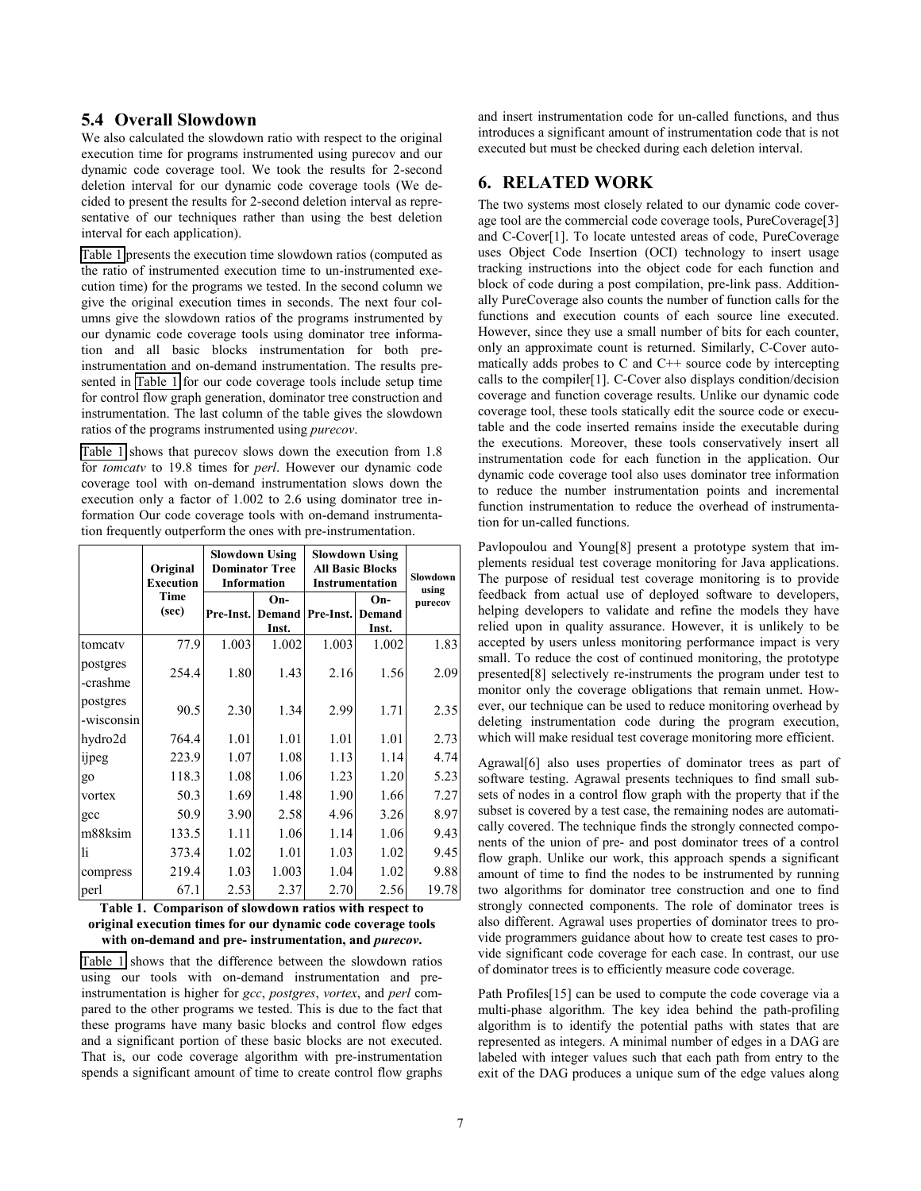## 5.4 Overall Slowdown

We also calculated the slowdown ratio with respect to the original execution time for programs instrumented using purecov and our dynamic code coverage tool. We took the results for 2-second deletion interval for our dynamic code coverage tools (We decided to present the results for 2-second deletion interval as representative of our techniques rather than using the best deletion interval for each application).

Table 1 presents the execution time slowdown ratios (computed as the ratio of instrumented execution time to un-instrumented execution time) for the programs we tested. In the second column we give the original execution times in seconds. The next four columns give the slowdown ratios of the programs instrumented by our dynamic code coverage tools using dominator tree information and all basic blocks instrumentation for both pre-instrumentation and on-demand instrumentation. The results presented in Table 1 for our code coverage tools include setup time for control flow graph generation, dominator tree construction and instrumentation. The last column of the table gives the slowdown ratios of the programs instrumented using *purecov*.

Table 1 shows that purecov slows down the execution from 1.8 for *tomcatv* to 19.8 times for *perl*. However our dynamic code coverage tool with on-demand instrumentation slows down the execution only a factor of 1.002 to 2.6 using dominator tree information Our code coverage tools with on-demand instrumentation frequently outperform the ones with pre-instrumentation.

| | Original Execution Time (sec) | Slowdown Using Dominator Tree Information | | Slowdown Using All Basic Blocks Instrumentation | | Slowdown using purecov |
|---|---|---|---|---|---|---|
| | | Pre-Inst. | On-Demand Inst. | Pre-Inst. | On-Demand Inst. | |
| tomcatv | 77.9 | 1.003 | 1.002 | 1.003 | 1.002 | 1.83 |
| postgres -crashme | 254.4 | 1.80 | 1.43 | 2.16 | 1.56 | 2.09 |
| postgres -wisconsin | 90.5 | 2.30 | 1.34 | 2.99 | 1.71 | 2.35 |
| hydro2d | 764.4 | 1.01 | 1.01 | 1.01 | 1.01 | 2.73 |
| ijpeg | 223.9 | 1.07 | 1.08 | 1.13 | 1.14 | 4.74 |
| go | 118.3 | 1.08 | 1.06 | 1.23 | 1.20 | 5.23 |
| vortex | 50.3 | 1.69 | 1.48 | 1.90 | 1.66 | 7.27 |
| gcc | 50.9 | 3.90 | 2.58 | 4.96 | 3.26 | 8.97 |
| m88ksim | 133.5 | 1.11 | 1.06 | 1.14 | 1.06 | 9.43 |
| li | 373.4 | 1.02 | 1.01 | 1.03 | 1.02 | 9.45 |
| compress | 219.4 | 1.03 | 1.003 | 1.04 | 1.02 | 9.88 |
| perl | 67.1 | 2.53 | 2.37 | 2.70 | 2.56 | 19.78 |

**Table 1. Comparison of slowdown ratios with respect to original execution times for our dynamic code coverage tools with on-demand and pre- instrumentation, and *purecov*.**

Table 1 shows that the difference between the slowdown ratios using our tools with on-demand instrumentation and pre-instrumentation is higher for *gcc*, *postgres*, *vortex*, and *perl* compared to the other programs we tested. This is due to the fact that these programs have many basic blocks and control flow edges and a significant portion of these basic blocks are not executed. That is, our code coverage algorithm with pre-instrumentation spends a significant amount of time to create control flow graphs and insert instrumentation code for un-called functions, and thus introduces a significant amount of instrumentation code that is not executed but must be checked during each deletion interval.

# 6. RELATED WORK

The two systems most closely related to our dynamic code coverage tool are the commercial code coverage tools, PureCoverage[3] and C-Cover[1]. To locate untested areas of code, PureCoverage uses Object Code Insertion (OCI) technology to insert usage tracking instructions into the object code for each function and block of code during a post compilation, pre-link pass. Additionally PureCoverage also counts the number of function calls for the functions and execution counts of each source line executed. However, since they use a small number of bits for each counter, only an approximate count is returned. Similarly, C-Cover automatically adds probes to C and C++ source code by intercepting calls to the compiler[1]. C-Cover also displays condition/decision coverage and function coverage results. Unlike our dynamic code coverage tool, these tools statically edit the source code or executable and the code inserted remains inside the executable during the executions. Moreover, these tools conservatively insert all instrumentation code for each function in the application. Our dynamic code coverage tool also uses dominator tree information to reduce the number instrumentation points and incremental function instrumentation to reduce the overhead of instrumentation for un-called functions.

Pavlopoulou and Young[8] present a prototype system that implements residual test coverage monitoring for Java applications. The purpose of residual test coverage monitoring is to provide feedback from actual use of deployed software to developers, helping developers to validate and refine the models they have relied upon in quality assurance. However, it is unlikely to be accepted by users unless monitoring performance impact is very small. To reduce the cost of continued monitoring, the prototype presented[8] selectively re-instruments the program under test to monitor only the coverage obligations that remain unmet. However, our technique can be used to reduce monitoring overhead by deleting instrumentation code during the program execution, which will make residual test coverage monitoring more efficient.

Agrawal[6] also uses properties of dominator trees as part of software testing. Agrawal presents techniques to find small subsets of nodes in a control flow graph with the property that if the subset is covered by a test case, the remaining nodes are automatically covered. The technique finds the strongly connected components of the union of pre- and post dominator trees of a control flow graph. Unlike our work, this approach spends a significant amount of time to find the nodes to be instrumented by running two algorithms for dominator tree construction and one to find strongly connected components. The role of dominator trees is also different. Agrawal uses properties of dominator trees to provide programmers guidance about how to create test cases to provide significant code coverage for each case. In contrast, our use of dominator trees is to efficiently measure code coverage.

Path Profiles[15] can be used to compute the code coverage via a multi-phase algorithm. The key idea behind the path-profiling algorithm is to identify the potential paths with states that are represented as integers. A minimal number of edges in a DAG are labeled with integer values such that each path from entry to the exit of the DAG produces a unique sum of the edge values along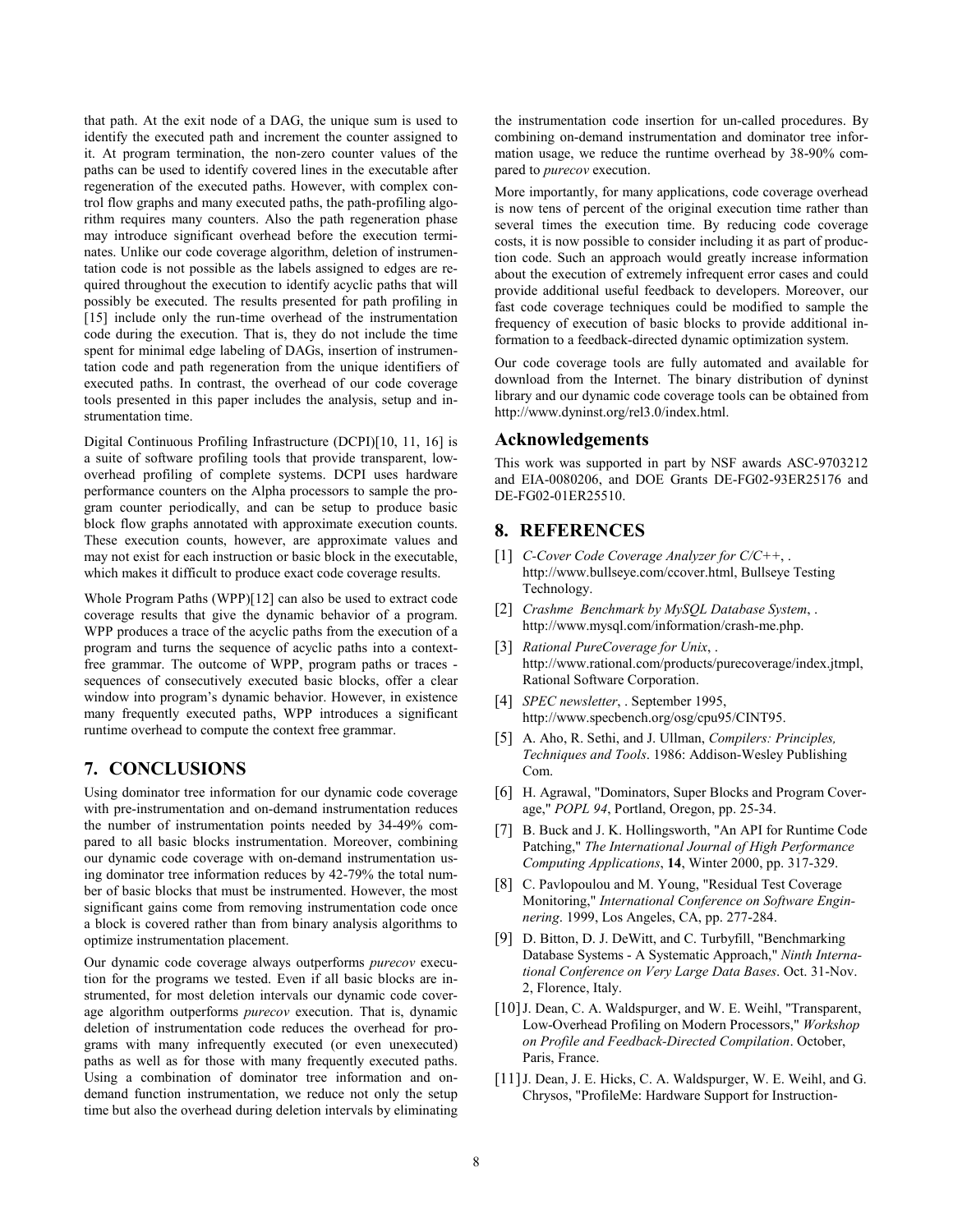that path. At the exit node of a DAG, the unique sum is used to identify the executed path and increment the counter assigned to it. At program termination, the non-zero counter values of the paths can be used to identify covered lines in the executable after regeneration of the executed paths. However, with complex control flow graphs and many executed paths, the path-profiling algorithm requires many counters. Also the path regeneration phase may introduce significant overhead before the execution terminates. Unlike our code coverage algorithm, deletion of instrumentation code is not possible as the labels assigned to edges are required throughout the execution to identify acyclic paths that will possibly be executed. The results presented for path profiling in [15] include only the run-time overhead of the instrumentation code during the execution. That is, they do not include the time spent for minimal edge labeling of DAGs, insertion of instrumentation code and path regeneration from the unique identifiers of executed paths. In contrast, the overhead of our code coverage tools presented in this paper includes the analysis, setup and instrumentation time.

Digital Continuous Profiling Infrastructure (DCPI)[10, 11, 16] is a suite of software profiling tools that provide transparent, low-overhead profiling of complete systems. DCPI uses hardware performance counters on the Alpha processors to sample the program counter periodically, and can be setup to produce basic block flow graphs annotated with approximate execution counts. These execution counts, however, are approximate values and may not exist for each instruction or basic block in the executable, which makes it difficult to produce exact code coverage results.

Whole Program Paths (WPP)[12] can also be used to extract code coverage results that give the dynamic behavior of a program. WPP produces a trace of the acyclic paths from the execution of a program and turns the sequence of acyclic paths into a context-free grammar. The outcome of WPP, program paths or traces - sequences of consecutively executed basic blocks, offer a clear window into program's dynamic behavior. However, in existence many frequently executed paths, WPP introduces a significant runtime overhead to compute the context free grammar.

## 7. CONCLUSIONS

Using dominator tree information for our dynamic code coverage with pre-instrumentation and on-demand instrumentation reduces the number of instrumentation points needed by 34-49% compared to all basic blocks instrumentation. Moreover, combining our dynamic code coverage with on-demand instrumentation using dominator tree information reduces by 42-79% the total number of basic blocks that must be instrumented. However, the most significant gains come from removing instrumentation code once a block is covered rather than from binary analysis algorithms to optimize instrumentation placement.

Our dynamic code coverage always outperforms *purecov* execution for the programs we tested. Even if all basic blocks are instrumented, for most deletion intervals our dynamic code coverage algorithm outperforms *purecov* execution. That is, dynamic deletion of instrumentation code reduces the overhead for programs with many infrequently executed (or even unexecuted) paths as well as for those with many frequently executed paths. Using a combination of dominator tree information and on-demand function instrumentation, we reduce not only the setup time but also the overhead during deletion intervals by eliminating the instrumentation code insertion for un-called procedures. By combining on-demand instrumentation and dominator tree information usage, we reduce the runtime overhead by 38-90% compared to *purecov* execution.

More importantly, for many applications, code coverage overhead is now tens of percent of the original execution time rather than several times the execution time. By reducing code coverage costs, it is now possible to consider including it as part of production code. Such an approach would greatly increase information about the execution of extremely infrequent error cases and could provide additional useful feedback to developers. Moreover, our fast code coverage techniques could be modified to sample the frequency of execution of basic blocks to provide additional information to a feedback-directed dynamic optimization system.

Our code coverage tools are fully automated and available for download from the Internet. The binary distribution of dyninst library and our dynamic code coverage tools can be obtained from http://www.dyninst.org/rel3.0/index.html.

## Acknowledgements

This work was supported in part by NSF awards ASC-9703212 and EIA-0080206, and DOE Grants DE-FG02-93ER25176 and DE-FG02-01ER25510.

## 8. REFERENCES

[1] *C-Cover Code Coverage Analyzer for C/C++*, . http://www.bullseye.com/ccover.html, Bullseye Testing Technology.

[2] *Crashme Benchmark by MySQL Database System*, . http://www.mysql.com/information/crash-me.php.

[3] *Rational PureCoverage for Unix*, . http://www.rational.com/products/purecoverage/index.jtmpl, Rational Software Corporation.

[4] *SPEC newsletter*, . September 1995, http://www.specbench.org/osg/cpu95/CINT95.

[5] A. Aho, R. Sethi, and J. Ullman, *Compilers: Principles, Techniques and Tools*. 1986: Addison-Wesley Publishing Com.

[6] H. Agrawal, "Dominators, Super Blocks and Program Coverage," *POPL 94*, Portland, Oregon, pp. 25-34.

[7] B. Buck and J. K. Hollingsworth, "An API for Runtime Code Patching," *The International Journal of High Performance Computing Applications*, **14**, Winter 2000, pp. 317-329.

[8] C. Pavlopoulou and M. Young, "Residual Test Coverage Monitoring," *International Conference on Software Enginnering*. 1999, Los Angeles, CA, pp. 277-284.

[9] D. Bitton, D. J. DeWitt, and C. Turbyfill, "Benchmarking Database Systems - A Systematic Approach," *Ninth International Conference on Very Large Data Bases*. Oct. 31-Nov. 2, Florence, Italy.

[10] J. Dean, C. A. Waldspurger, and W. E. Weihl, "Transparent, Low-Overhead Profiling on Modern Processors," *Workshop on Profile and Feedback-Directed Compilation*. October, Paris, France.

[11] J. Dean, J. E. Hicks, C. A. Waldspurger, W. E. Weihl, and G. Chrysos, "ProfileMe: Hardware Support for Instruction-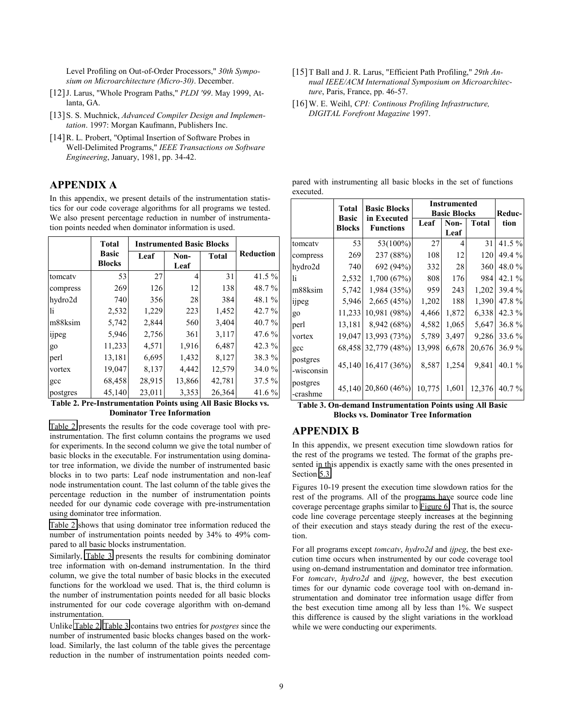Level Profiling on Out-of-Order Processors," *30th Symposium on Microarchitecture (Micro-30)*. December.

[12] J. Larus, "Whole Program Paths," *PLDI '99*. May 1999, Atlanta, GA.

[13] S. S. Muchnick, *Advanced Compiler Design and Implementation*. 1997: Morgan Kaufmann, Publishers Inc.

[14] R. L. Probert, "Optimal Insertion of Software Probes in Well-Delimited Programs," *IEEE Transactions on Software Engineering*, January, 1981, pp. 34-42.

[15] T Ball and J. R. Larus, "Efficient Path Profiling," *29th Annual IEEE/ACM International Symposium on Microarchitecture*, Paris, France, pp. 46-57.

[16] W. E. Weihl, *CPI: Continous Profiling Infrastructure, DIGITAL Forefront Magazine* 1997.

## APPENDIX A

In this appendix, we present details of the instrumentation statistics for our code coverage algorithms for all programs we tested. We also present percentage reduction in number of instrumentation points needed when dominator information is used.

| | Total Basic Blocks | Instrumented Basic Blocks | | | Reduction |
|---|---|---|---|---|---|
| | | Leaf | Non-Leaf | Total | |
| tomcatv | 53 | 27 | 4 | 31 | 41.5 % |
| compress | 269 | 126 | 12 | 138 | 48.7 % |
| hydro2d | 740 | 356 | 28 | 384 | 48.1 % |
| li | 2,532 | 1,229 | 223 | 1,452 | 42.7 % |
| m88ksim | 5,742 | 2,844 | 560 | 3,404 | 40.7 % |
| ijpeg | 5,946 | 2,756 | 361 | 3,117 | 47.6 % |
| go | 11,233 | 4,571 | 1,916 | 6,487 | 42.3 % |
| perl | 13,181 | 6,695 | 1,432 | 8,127 | 38.3 % |
| vortex | 19,047 | 8,137 | 4,442 | 12,579 | 34.0 % |
| gcc | 68,458 | 28,915 | 13,866 | 42,781 | 37.5 % |
| postgres | 45,140 | 23,011 | 3,353 | 26,364 | 41.6 % |

**Table 2. Pre-Instrumentation Points using All Basic Blocks vs. Dominator Tree Information**

Table 2 presents the results for the code coverage tool with pre-instrumentation. The first column contains the programs we used for experiments. In the second column we give the total number of basic blocks in the executable. For instrumentation using dominator tree information, we divide the number of instrumented basic blocks in to two parts: Leaf node instrumentation and non-leaf node instrumentation count. The last column of the table gives the percentage reduction in the number of instrumentation points needed for our dynamic code coverage with pre-instrumentation using dominator tree information.

Table 2 shows that using dominator tree information reduced the number of instrumentation points needed by 34% to 49% compared to all basic blocks instrumentation.

Similarly, Table 3 presents the results for combining dominator tree information with on-demand instrumentation. In the third column, we give the total number of basic blocks in the executed functions for the workload we used. That is, the third column is the number of instrumentation points needed for all basic blocks instrumented for our code coverage algorithm with on-demand instrumentation.

Unlike Table 2, Table 3 contains two entries for *postgres* since the number of instrumented basic blocks changes based on the workload. Similarly, the last column of the table gives the percentage reduction in the number of instrumentation points needed compared with instrumenting all basic blocks in the set of functions executed.

| | Total Basic Blocks | Basic Blocks in Executed Functions | Instrumented Basic Blocks | | | Reduction |
|---|---|---|---|---|---|---|
| | | | Leaf | Non-Leaf | Total | |
| tomcatv | 53 | 53(100%) | 27 | 4 | 31 | 41.5 % |
| compress | 269 | 237 (88%) | 108 | 12 | 120 | 49.4 % |
| hydro2d | 740 | 692 (94%) | 332 | 28 | 360 | 48.0 % |
| li | 2,532 | 1,700 (67%) | 808 | 176 | 984 | 42.1 % |
| m88ksim | 5,742 | 1,984 (35%) | 959 | 243 | 1,202 | 39.4 % |
| ijpeg | 5,946 | 2,665 (45%) | 1,202 | 188 | 1,390 | 47.8 % |
| go | 11,233 | 10,981 (98%) | 4,466 | 1,872 | 6,338 | 42.3 % |
| perl | 13,181 | 8,942 (68%) | 4,582 | 1,065 | 5,647 | 36.8 % |
| vortex | 19,047 | 13,993 (73%) | 5,789 | 3,497 | 9,286 | 33.6 % |
| gcc | 68,458 | 32,779 (48%) | 13,998 | 6,678 | 20,676 | 36.9 % |
| postgres -wisconsin | 45,140 | 16,417 (36%) | 8,587 | 1,254 | 9,841 | 40.1 % |
| postgres -crashme | 45,140 | 20,860 (46%) | 10,775 | 1,601 | 12,376 | 40.7 % |

**Table 3. On-demand Instrumentation Points using All Basic Blocks vs. Dominator Tree Information**

## APPENDIX B

In this appendix, we present execution time slowdown ratios for the rest of the programs we tested. The format of the graphs presented in this appendix is exactly same with the ones presented in Section 5.3.

Figures 10-19 present the execution time slowdown ratios for the rest of the programs. All of the programs have source code line coverage percentage graphs similar to Figure 6. That is, the source code line coverage percentage steeply increases at the beginning of their execution and stays steady during the rest of the execution.

For all programs except *tomcatv*, *hydro2d* and *ijpeg*, the best execution time occurs when instrumented by our code coverage tool using on-demand instrumentation and dominator tree information. For *tomcatv*, *hydro2d* and *ijpeg*, however, the best execution times for our dynamic code coverage tool with on-demand instrumentation and dominator tree information usage differ from the best execution time among all by less than 1%. We suspect this difference is caused by the slight variations in the workload while we were conducting our experiments.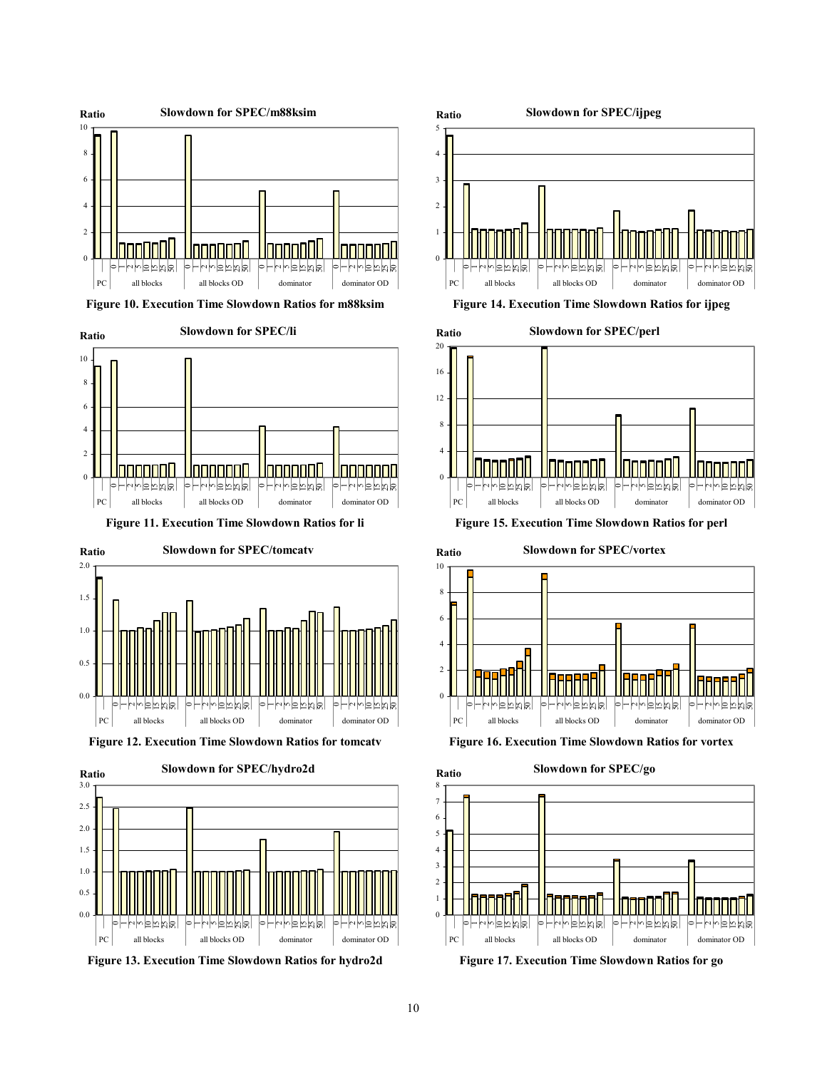Figure 10. Execution Time Slowdown Ratios for m88ksim

Figure 11. Execution Time Slowdown Ratios for li

Figure 12. Execution Time Slowdown Ratios for tomcatv

Figure 13. Execution Time Slowdown Ratios for hydro2d

Figure 14. Execution Time Slowdown Ratios for ijpeg

Figure 15. Execution Time Slowdown Ratios for perl

Figure 16. Execution Time Slowdown Ratios for vortex

Figure 17. Execution Time Slowdown Ratios for go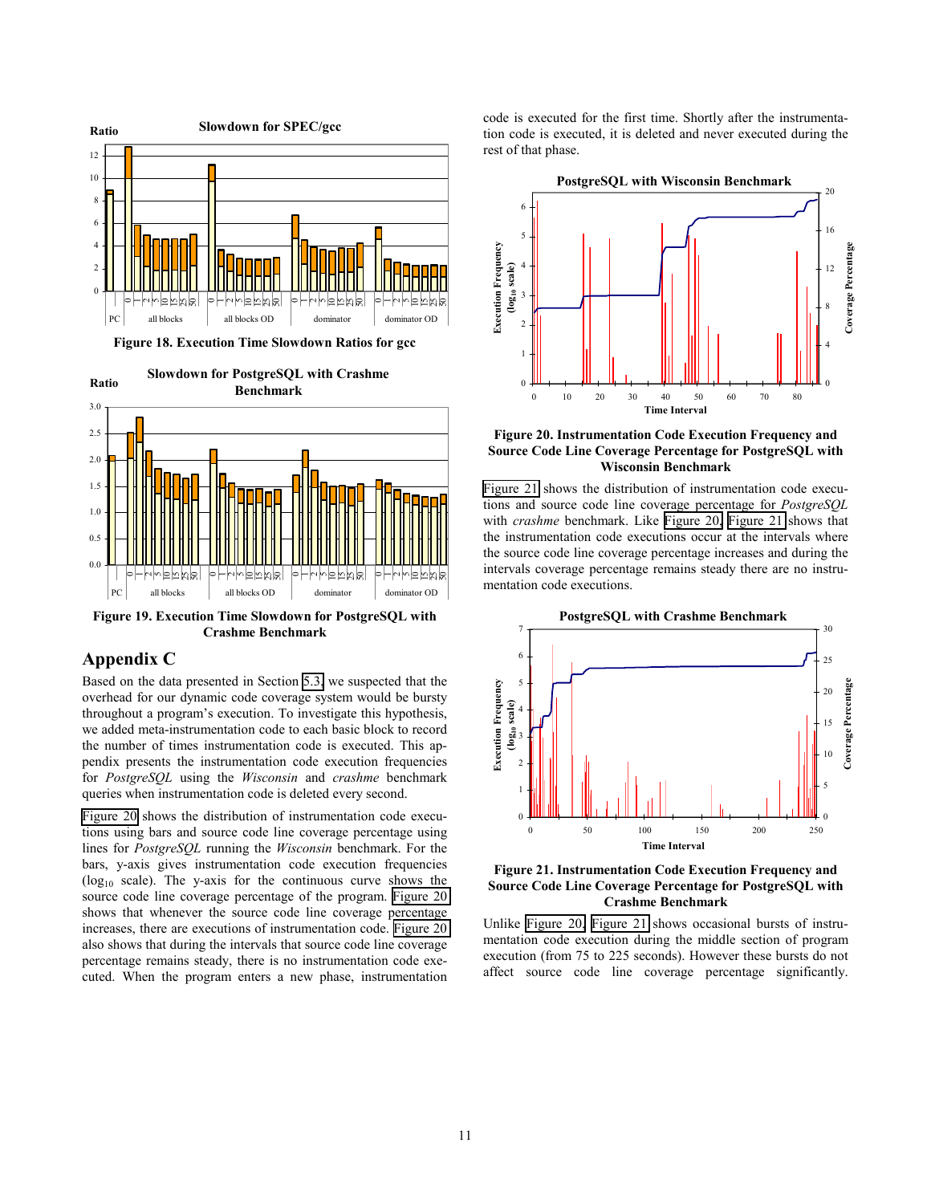Slowdown for SPEC/gcc

Ratio

12
10
8
6
4
2
0

PC | 0 1 2 5 10 15 25 50 all blocks | 0 1 2 5 10 15 25 50 all blocks OD | 0 1 2 5 10 15 25 50 dominator | 0 1 2 5 10 15 25 50 dominator OD

**Figure 18. Execution Time Slowdown Ratios for gcc**

Slowdown for PostgreSQL with Crashme Benchmark

Ratio

3.0
2.5
2.0
1.5
1.0
0.5
0.0

PC | 0 1 2 5 10 15 25 50 all blocks | 0 1 2 5 10 15 25 50 all blocks OD | 0 1 2 5 10 15 25 50 dominator | 0 1 2 5 10 15 25 50 dominator OD

**Figure 19. Execution Time Slowdown for PostgreSQL with Crashme Benchmark**

## Appendix C

Based on the data presented in Section 5.3, we suspected that the overhead for our dynamic code coverage system would be bursty throughout a program's execution. To investigate this hypothesis, we added meta-instrumentation code to each basic block to record the number of times instrumentation code is executed. This appendix presents the instrumentation code execution frequencies for *PostgreSQL* using the *Wisconsin* and *crashme* benchmark queries when instrumentation code is deleted every second.

Figure 20 shows the distribution of instrumentation code executions using bars and source code line coverage percentage using lines for *PostgreSQL* running the *Wisconsin* benchmark. For the bars, y-axis gives instrumentation code execution frequencies ($\log_{10}$ scale). The y-axis for the continuous curve shows the source code line coverage percentage of the program. Figure 20 shows that whenever the source code line coverage percentage increases, there are executions of instrumentation code. Figure 20 also shows that during the intervals that source code line coverage percentage remains steady, there is no instrumentation code executed. When the program enters a new phase, instrumentation code is executed for the first time. Shortly after the instrumentation code is executed, it is deleted and never executed during the rest of that phase.

PostgreSQL with Wisconsin Benchmark

Execution Frequency ($\log_{10}$ scale)

0 1 2 3 4 5 6

Coverage Percentage

0 4 8 12 16 20

Time Interval

0 10 20 30 40 50 60 70 80

**Figure 20. Instrumentation Code Execution Frequency and Source Code Line Coverage Percentage for PostgreSQL with Wisconsin Benchmark**

Figure 21 shows the distribution of instrumentation code executions and source code line coverage percentage for *PostgreSQL* with *crashme* benchmark. Like Figure 20, Figure 21 shows that the instrumentation code executions occur at the intervals where the source code line coverage percentage increases and during the intervals coverage percentage remains steady there are no instrumentation code executions.

PostgreSQL with Crashme Benchmark

Execution Frequency ($\log_{10}$ scale)

0 1 2 3 4 5 6 7

Coverage Percentage

0 5 10 15 20 25 30

Time Interval

0 50 100 150 200 250

**Figure 21. Instrumentation Code Execution Frequency and Source Code Line Coverage Percentage for PostgreSQL with Crashme Benchmark**

Unlike Figure 20, Figure 21 shows occasional bursts of instrumentation code execution during the middle section of program execution (from 75 to 225 seconds). However these bursts do not affect source code line coverage percentage significantly.